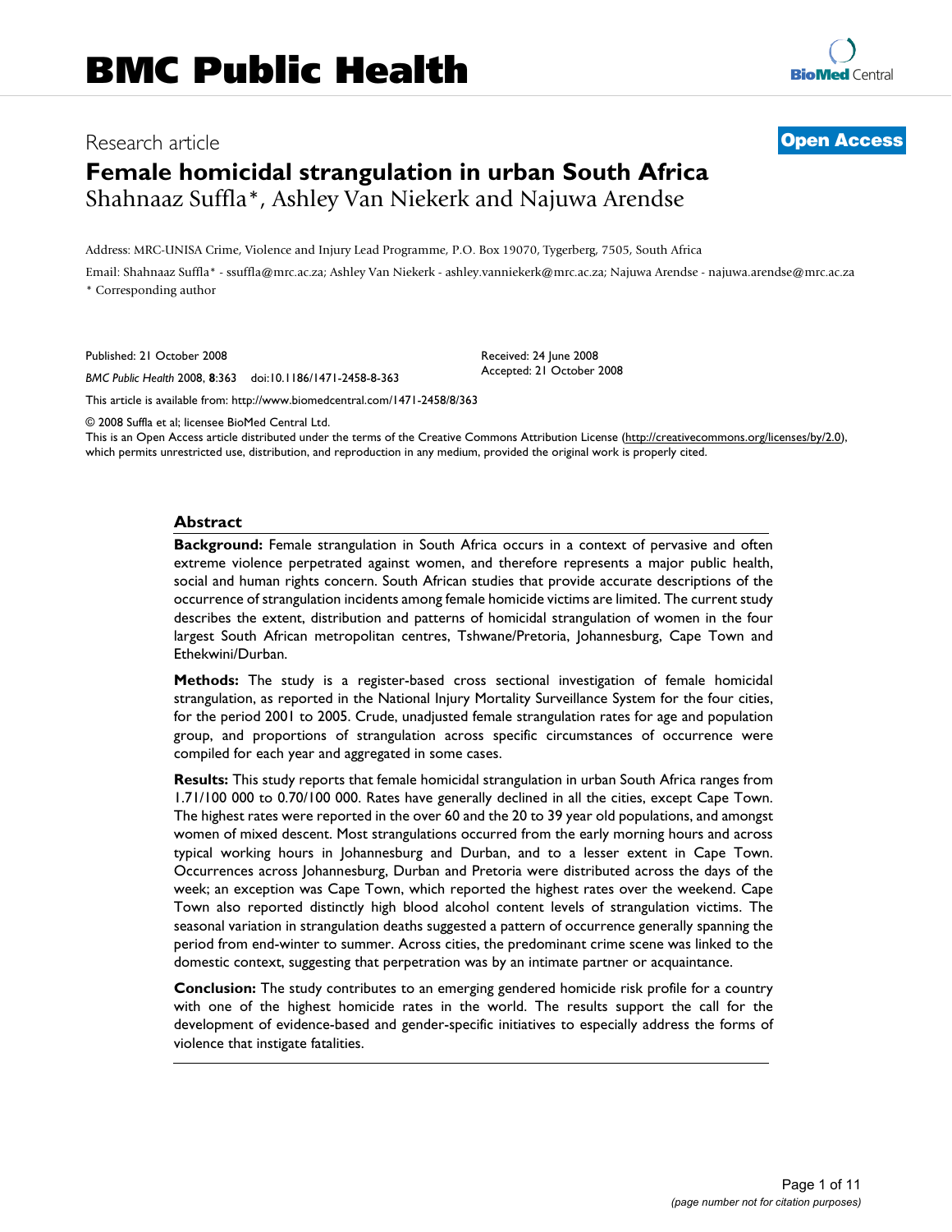# BMC Public Health

Research article

**Open Access**

# Female homicidal strangulation in urban South Africa

Shahnaaz Suffla*, Ashley Van Niekerk and Najuwa Arendse

Address: MRC-UNISA Crime, Violence and Injury Lead Programme, P.O. Box 19070, Tygerberg, 7505, South Africa

Email: Shahnaaz Suffla* - ssuffla@mrc.ac.za; Ashley Van Niekerk - ashley.vanniekerk@mrc.ac.za; Najuwa Arendse - najuwa.arendse@mrc.ac.za

* Corresponding author

Published: 21 October 2008

*BMC Public Health* 2008, **8**:363 doi:10.1186/1471-2458-8-363

Received: 24 June 2008
Accepted: 21 October 2008

This article is available from: http://www.biomedcentral.com/1471-2458/8/363

© 2008 Suffla et al; licensee BioMed Central Ltd.

This is an Open Access article distributed under the terms of the Creative Commons Attribution License (http://creativecommons.org/licenses/by/2.0), which permits unrestricted use, distribution, and reproduction in any medium, provided the original work is properly cited.

## Abstract

**Background:** Female strangulation in South Africa occurs in a context of pervasive and often extreme violence perpetrated against women, and therefore represents a major public health, social and human rights concern. South African studies that provide accurate descriptions of the occurrence of strangulation incidents among female homicide victims are limited. The current study describes the extent, distribution and patterns of homicidal strangulation of women in the four largest South African metropolitan centres, Tshwane/Pretoria, Johannesburg, Cape Town and Ethekwini/Durban.

**Methods:** The study is a register-based cross sectional investigation of female homicidal strangulation, as reported in the National Injury Mortality Surveillance System for the four cities, for the period 2001 to 2005. Crude, unadjusted female strangulation rates for age and population group, and proportions of strangulation across specific circumstances of occurrence were compiled for each year and aggregated in some cases.

**Results:** This study reports that female homicidal strangulation in urban South Africa ranges from 1.71/100 000 to 0.70/100 000. Rates have generally declined in all the cities, except Cape Town. The highest rates were reported in the over 60 and the 20 to 39 year old populations, and amongst women of mixed descent. Most strangulations occurred from the early morning hours and across typical working hours in Johannesburg and Durban, and to a lesser extent in Cape Town. Occurrences across Johannesburg, Durban and Pretoria were distributed across the days of the week; an exception was Cape Town, which reported the highest rates over the weekend. Cape Town also reported distinctly high blood alcohol content levels of strangulation victims. The seasonal variation in strangulation deaths suggested a pattern of occurrence generally spanning the period from end-winter to summer. Across cities, the predominant crime scene was linked to the domestic context, suggesting that perpetration was by an intimate partner or acquaintance.

**Conclusion:** The study contributes to an emerging gendered homicide risk profile for a country with one of the highest homicide rates in the world. The results support the call for the development of evidence-based and gender-specific initiatives to especially address the forms of violence that instigate fatalities.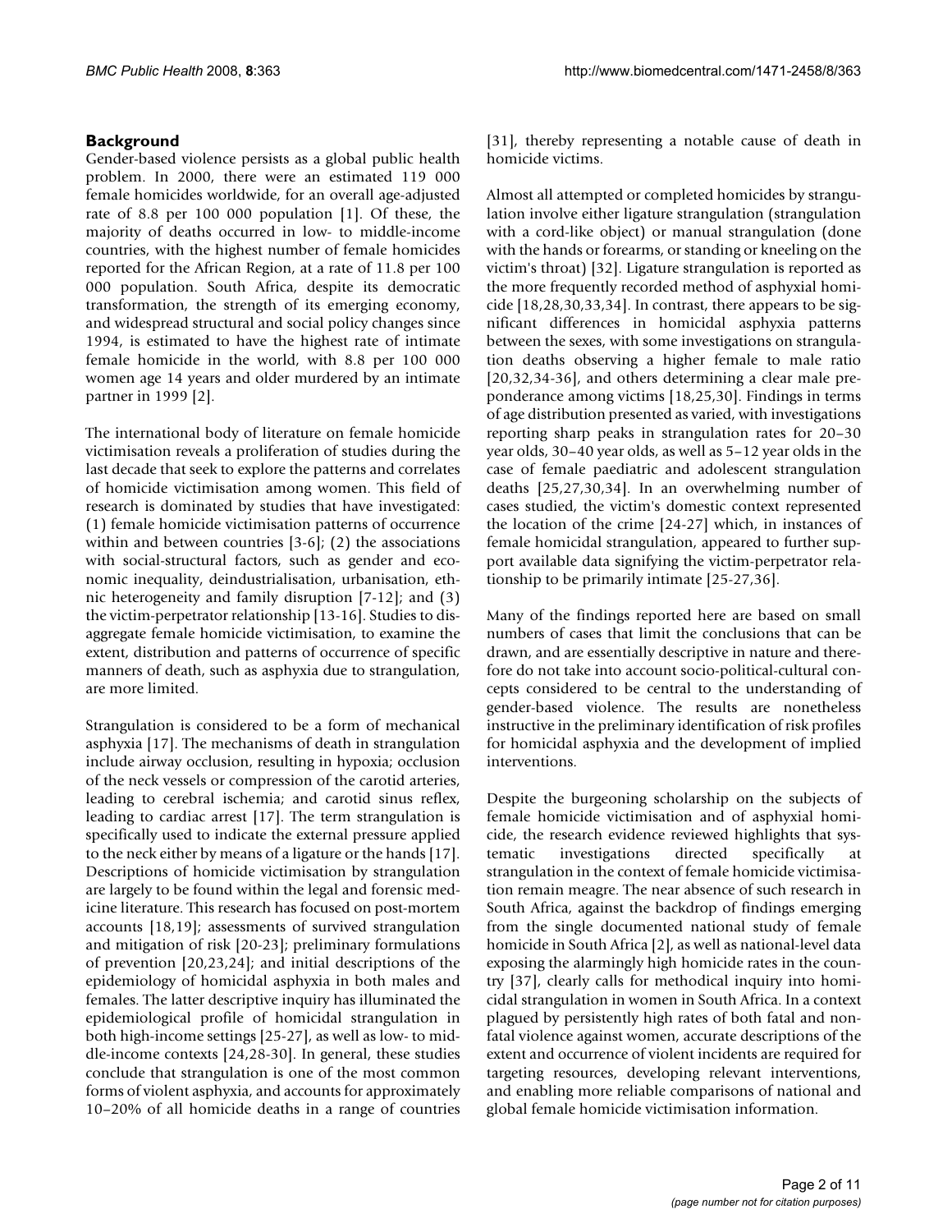## Background

Gender-based violence persists as a global public health problem. In 2000, there were an estimated 119 000 female homicides worldwide, for an overall age-adjusted rate of 8.8 per 100 000 population [1]. Of these, the majority of deaths occurred in low- to middle-income countries, with the highest number of female homicides reported for the African Region, at a rate of 11.8 per 100 000 population. South Africa, despite its democratic transformation, the strength of its emerging economy, and widespread structural and social policy changes since 1994, is estimated to have the highest rate of intimate female homicide in the world, with 8.8 per 100 000 women age 14 years and older murdered by an intimate partner in 1999 [2].

The international body of literature on female homicide victimisation reveals a proliferation of studies during the last decade that seek to explore the patterns and correlates of homicide victimisation among women. This field of research is dominated by studies that have investigated: (1) female homicide victimisation patterns of occurrence within and between countries [3-6]; (2) the associations with social-structural factors, such as gender and economic inequality, deindustrialisation, urbanisation, ethnic heterogeneity and family disruption [7-12]; and (3) the victim-perpetrator relationship [13-16]. Studies to disaggregate female homicide victimisation, to examine the extent, distribution and patterns of occurrence of specific manners of death, such as asphyxia due to strangulation, are more limited.

Strangulation is considered to be a form of mechanical asphyxia [17]. The mechanisms of death in strangulation include airway occlusion, resulting in hypoxia; occlusion of the neck vessels or compression of the carotid arteries, leading to cerebral ischemia; and carotid sinus reflex, leading to cardiac arrest [17]. The term strangulation is specifically used to indicate the external pressure applied to the neck either by means of a ligature or the hands [17]. Descriptions of homicide victimisation by strangulation are largely to be found within the legal and forensic medicine literature. This research has focused on post-mortem accounts [18,19]; assessments of survived strangulation and mitigation of risk [20-23]; preliminary formulations of prevention [20,23,24]; and initial descriptions of the epidemiology of homicidal asphyxia in both males and females. The latter descriptive inquiry has illuminated the epidemiological profile of homicidal strangulation in both high-income settings [25-27], as well as low- to middle-income contexts [24,28-30]. In general, these studies conclude that strangulation is one of the most common forms of violent asphyxia, and accounts for approximately 10–20% of all homicide deaths in a range of countries [31], thereby representing a notable cause of death in homicide victims.

Almost all attempted or completed homicides by strangulation involve either ligature strangulation (strangulation with a cord-like object) or manual strangulation (done with the hands or forearms, or standing or kneeling on the victim's throat) [32]. Ligature strangulation is reported as the more frequently recorded method of asphyxial homicide [18,28,30,33,34]. In contrast, there appears to be significant differences in homicidal asphyxia patterns between the sexes, with some investigations on strangulation deaths observing a higher female to male ratio [20,32,34-36], and others determining a clear male preponderance among victims [18,25,30]. Findings in terms of age distribution presented as varied, with investigations reporting sharp peaks in strangulation rates for 20–30 year olds, 30–40 year olds, as well as 5–12 year olds in the case of female paediatric and adolescent strangulation deaths [25,27,30,34]. In an overwhelming number of cases studied, the victim's domestic context represented the location of the crime [24-27] which, in instances of female homicidal strangulation, appeared to further support available data signifying the victim-perpetrator relationship to be primarily intimate [25-27,36].

Many of the findings reported here are based on small numbers of cases that limit the conclusions that can be drawn, and are essentially descriptive in nature and therefore do not take into account socio-political-cultural concepts considered to be central to the understanding of gender-based violence. The results are nonetheless instructive in the preliminary identification of risk profiles for homicidal asphyxia and the development of implied interventions.

Despite the burgeoning scholarship on the subjects of female homicide victimisation and of asphyxial homicide, the research evidence reviewed highlights that systematic investigations directed specifically at strangulation in the context of female homicide victimisation remain meagre. The near absence of such research in South Africa, against the backdrop of findings emerging from the single documented national study of female homicide in South Africa [2], as well as national-level data exposing the alarmingly high homicide rates in the country [37], clearly calls for methodical inquiry into homicidal strangulation in women in South Africa. In a context plagued by persistently high rates of both fatal and non-fatal violence against women, accurate descriptions of the extent and occurrence of violent incidents are required for targeting resources, developing relevant interventions, and enabling more reliable comparisons of national and global female homicide victimisation information.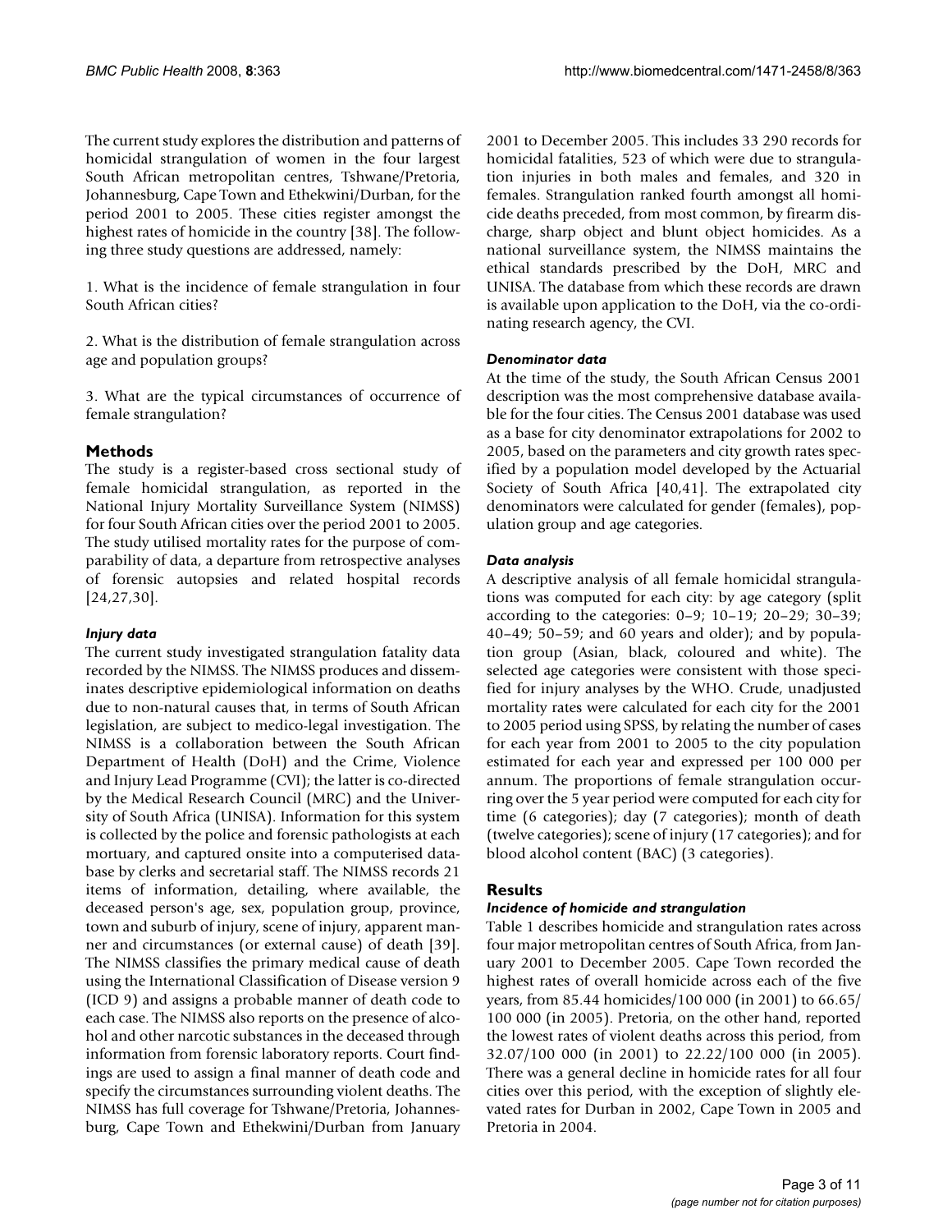The current study explores the distribution and patterns of homicidal strangulation of women in the four largest South African metropolitan centres, Tshwane/Pretoria, Johannesburg, Cape Town and Ethekwini/Durban, for the period 2001 to 2005. These cities register amongst the highest rates of homicide in the country [38]. The following three study questions are addressed, namely:

1. What is the incidence of female strangulation in four South African cities?

2. What is the distribution of female strangulation across age and population groups?

3. What are the typical circumstances of occurrence of female strangulation?

## Methods

The study is a register-based cross sectional study of female homicidal strangulation, as reported in the National Injury Mortality Surveillance System (NIMSS) for four South African cities over the period 2001 to 2005. The study utilised mortality rates for the purpose of comparability of data, a departure from retrospective analyses of forensic autopsies and related hospital records [24,27,30].

### *Injury data*

The current study investigated strangulation fatality data recorded by the NIMSS. The NIMSS produces and disseminates descriptive epidemiological information on deaths due to non-natural causes that, in terms of South African legislation, are subject to medico-legal investigation. The NIMSS is a collaboration between the South African Department of Health (DoH) and the Crime, Violence and Injury Lead Programme (CVI); the latter is co-directed by the Medical Research Council (MRC) and the University of South Africa (UNISA). Information for this system is collected by the police and forensic pathologists at each mortuary, and captured onsite into a computerised database by clerks and secretarial staff. The NIMSS records 21 items of information, detailing, where available, the deceased person's age, sex, population group, province, town and suburb of injury, scene of injury, apparent manner and circumstances (or external cause) of death [39]. The NIMSS classifies the primary medical cause of death using the International Classification of Disease version 9 (ICD 9) and assigns a probable manner of death code to each case. The NIMSS also reports on the presence of alcohol and other narcotic substances in the deceased through information from forensic laboratory reports. Court findings are used to assign a final manner of death code and specify the circumstances surrounding violent deaths. The NIMSS has full coverage for Tshwane/Pretoria, Johannesburg, Cape Town and Ethekwini/Durban from January 2001 to December 2005. This includes 33 290 records for homicidal fatalities, 523 of which were due to strangulation injuries in both males and females, and 320 in females. Strangulation ranked fourth amongst all homicide deaths preceded, from most common, by firearm discharge, sharp object and blunt object homicides. As a national surveillance system, the NIMSS maintains the ethical standards prescribed by the DoH, MRC and UNISA. The database from which these records are drawn is available upon application to the DoH, via the co-ordinating research agency, the CVI.

### *Denominator data*

At the time of the study, the South African Census 2001 description was the most comprehensive database available for the four cities. The Census 2001 database was used as a base for city denominator extrapolations for 2002 to 2005, based on the parameters and city growth rates specified by a population model developed by the Actuarial Society of South Africa [40,41]. The extrapolated city denominators were calculated for gender (females), population group and age categories.

### *Data analysis*

A descriptive analysis of all female homicidal strangulations was computed for each city: by age category (split according to the categories: 0–9; 10–19; 20–29; 30–39; 40–49; 50–59; and 60 years and older); and by population group (Asian, black, coloured and white). The selected age categories were consistent with those specified for injury analyses by the WHO. Crude, unadjusted mortality rates were calculated for each city for the 2001 to 2005 period using SPSS, by relating the number of cases for each year from 2001 to 2005 to the city population estimated for each year and expressed per 100 000 per annum. The proportions of female strangulation occurring over the 5 year period were computed for each city for time (6 categories); day (7 categories); month of death (twelve categories); scene of injury (17 categories); and for blood alcohol content (BAC) (3 categories).

## Results

### *Incidence of homicide and strangulation*

Table 1 describes homicide and strangulation rates across four major metropolitan centres of South Africa, from January 2001 to December 2005. Cape Town recorded the highest rates of overall homicide across each of the five years, from 85.44 homicides/100 000 (in 2001) to 66.65/100 000 (in 2005). Pretoria, on the other hand, reported the lowest rates of violent deaths across this period, from 32.07/100 000 (in 2001) to 22.22/100 000 (in 2005). There was a general decline in homicide rates for all four cities over this period, with the exception of slightly elevated rates for Durban in 2002, Cape Town in 2005 and Pretoria in 2004.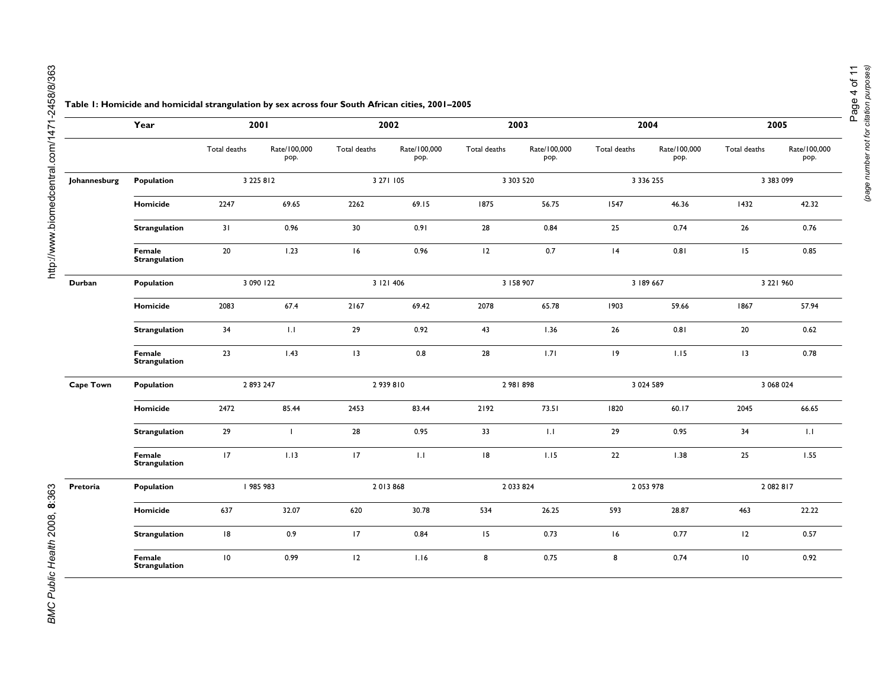**Table 1: Homicide and homicidal strangulation by sex across four South African cities, 2001–2005**

| | Year | 2001 | | 2002 | | 2003 | | 2004 | | 2005 | |
|---|---|---|---|---|---|---|---|---|---|---|---|
| | | Total deaths | Rate/100,000 pop. | Total deaths | Rate/100,000 pop. | Total deaths | Rate/100,000 pop. | Total deaths | Rate/100,000 pop. | Total deaths | Rate/100,000 pop. |
| **Johannesburg** | **Population** | 3 225 812 | | 3 271 105 | | 3 303 520 | | 3 336 255 | | 3 383 099 | |
| | **Homicide** | 2247 | 69.65 | 2262 | 69.15 | 1875 | 56.75 | 1547 | 46.36 | 1432 | 42.32 |
| | **Strangulation** | 31 | 0.96 | 30 | 0.91 | 28 | 0.84 | 25 | 0.74 | 26 | 0.76 |
| | **Female Strangulation** | 20 | 1.23 | 16 | 0.96 | 12 | 0.7 | 14 | 0.81 | 15 | 0.85 |
| **Durban** | **Population** | 3 090 122 | | 3 121 406 | | 3 158 907 | | 3 189 667 | | 3 221 960 | |
| | **Homicide** | 2083 | 67.4 | 2167 | 69.42 | 2078 | 65.78 | 1903 | 59.66 | 1867 | 57.94 |
| | **Strangulation** | 34 | 1.1 | 29 | 0.92 | 43 | 1.36 | 26 | 0.81 | 20 | 0.62 |
| | **Female Strangulation** | 23 | 1.43 | 13 | 0.8 | 28 | 1.71 | 19 | 1.15 | 13 | 0.78 |
| **Cape Town** | **Population** | 2 893 247 | | 2 939 810 | | 2 981 898 | | 3 024 589 | | 3 068 024 | |
| | **Homicide** | 2472 | 85.44 | 2453 | 83.44 | 2192 | 73.51 | 1820 | 60.17 | 2045 | 66.65 |
| | **Strangulation** | 29 | 1 | 28 | 0.95 | 33 | 1.1 | 29 | 0.95 | 34 | 1.1 |
| | **Female Strangulation** | 17 | 1.13 | 17 | 1.1 | 18 | 1.15 | 22 | 1.38 | 25 | 1.55 |
| **Pretoria** | **Population** | 1 985 983 | | 2 013 868 | | 2 033 824 | | 2 053 978 | | 2 082 817 | |
| | **Homicide** | 637 | 32.07 | 620 | 30.78 | 534 | 26.25 | 593 | 28.87 | 463 | 22.22 |
| | **Strangulation** | 18 | 0.9 | 17 | 0.84 | 15 | 0.73 | 16 | 0.77 | 12 | 0.57 |
| | **Female Strangulation** | 10 | 0.99 | 12 | 1.16 | 8 | 0.75 | 8 | 0.74 | 10 | 0.92 |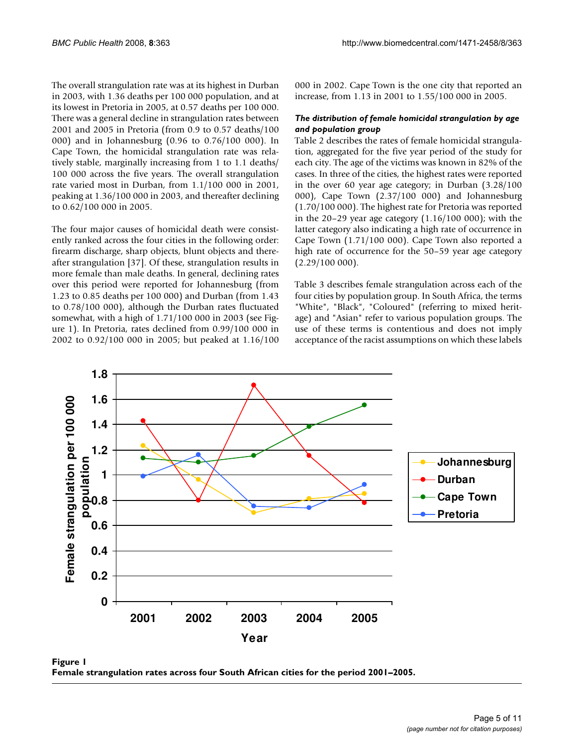The overall strangulation rate was at its highest in Durban in 2003, with 1.36 deaths per 100 000 population, and at its lowest in Pretoria in 2005, at 0.57 deaths per 100 000. There was a general decline in strangulation rates between 2001 and 2005 in Pretoria (from 0.9 to 0.57 deaths/100 000) and in Johannesburg (0.96 to 0.76/100 000). In Cape Town, the homicidal strangulation rate was relatively stable, marginally increasing from 1 to 1.1 deaths/100 000 across the five years. The overall strangulation rate varied most in Durban, from 1.1/100 000 in 2001, peaking at 1.36/100 000 in 2003, and thereafter declining to 0.62/100 000 in 2005.

The four major causes of homicidal death were consistently ranked across the four cities in the following order: firearm discharge, sharp objects, blunt objects and thereafter strangulation [37]. Of these, strangulation results in more female than male deaths. In general, declining rates over this period were reported for Johannesburg (from 1.23 to 0.85 deaths per 100 000) and Durban (from 1.43 to 0.78/100 000), although the Durban rates fluctuated somewhat, with a high of 1.71/100 000 in 2003 (see Figure 1). In Pretoria, rates declined from 0.99/100 000 in 2002 to 0.92/100 000 in 2005; but peaked at 1.16/100 000 in 2002. Cape Town is the one city that reported an increase, from 1.13 in 2001 to 1.55/100 000 in 2005.

### *The distribution of female homicidal strangulation by age and population group*

Table 2 describes the rates of female homicidal strangulation, aggregated for the five year period of the study for each city. The age of the victims was known in 82% of the cases. In three of the cities, the highest rates were reported in the over 60 year age category; in Durban (3.28/100 000), Cape Town (2.37/100 000) and Johannesburg (1.70/100 000). The highest rate for Pretoria was reported in the 20–29 year age category (1.16/100 000); with the latter category also indicating a high rate of occurrence in Cape Town (1.71/100 000). Cape Town also reported a high rate of occurrence for the 50–59 year age category (2.29/100 000).

Table 3 describes female strangulation across each of the four cities by population group. In South Africa, the terms "White", "Black", "Coloured" (referring to mixed heritage) and "Asian" refer to various population groups. The use of these terms is contentious and does not imply acceptance of the racist assumptions on which these labels

**Figure 1**
**Female strangulation rates across four South African cities for the period 2001–2005.**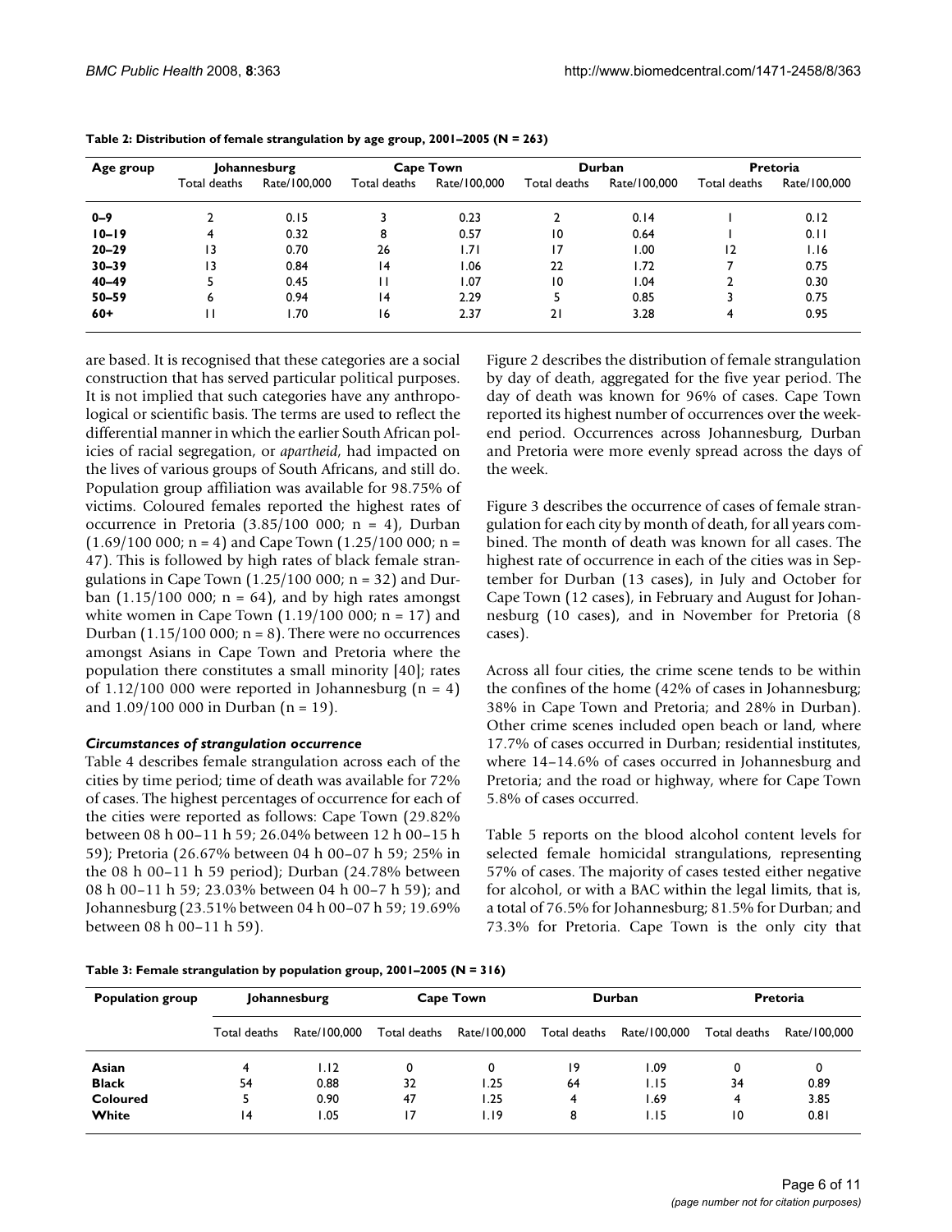**Table 2: Distribution of female strangulation by age group, 2001–2005 (N = 263)**

| Age group | Johannesburg | | Cape Town | | Durban | | Pretoria | |
|---|---|---|---|---|---|---|---|---|
| | Total deaths | Rate/100,000 | Total deaths | Rate/100,000 | Total deaths | Rate/100,000 | Total deaths | Rate/100,000 |
| **0–9** | 2 | 0.15 | 3 | 0.23 | 2 | 0.14 | 1 | 0.12 |
| **10–19** | 4 | 0.32 | 8 | 0.57 | 10 | 0.64 | 1 | 0.11 |
| **20–29** | 13 | 0.70 | 26 | 1.71 | 17 | 1.00 | 12 | 1.16 |
| **30–39** | 13 | 0.84 | 14 | 1.06 | 22 | 1.72 | 7 | 0.75 |
| **40–49** | 5 | 0.45 | 11 | 1.07 | 10 | 1.04 | 2 | 0.30 |
| **50–59** | 6 | 0.94 | 14 | 2.29 | 5 | 0.85 | 3 | 0.75 |
| **60+** | 11 | 1.70 | 16 | 2.37 | 21 | 3.28 | 4 | 0.95 |

are based. It is recognised that these categories are a social construction that has served particular political purposes. It is not implied that such categories have any anthropological or scientific basis. The terms are used to reflect the differential manner in which the earlier South African policies of racial segregation, or *apartheid*, had impacted on the lives of various groups of South Africans, and still do. Population group affiliation was available for 98.75% of victims. Coloured females reported the highest rates of occurrence in Pretoria (3.85/100 000; n = 4), Durban (1.69/100 000; n = 4) and Cape Town (1.25/100 000; n = 47). This is followed by high rates of black female strangulations in Cape Town (1.25/100 000; n = 32) and Durban (1.15/100 000; n = 64), and by high rates amongst white women in Cape Town (1.19/100 000; n = 17) and Durban (1.15/100 000; n = 8). There were no occurrences amongst Asians in Cape Town and Pretoria where the population there constitutes a small minority [40]; rates of 1.12/100 000 were reported in Johannesburg (n = 4) and 1.09/100 000 in Durban (n = 19).

### *Circumstances of strangulation occurrence*

Table 4 describes female strangulation across each of the cities by time period; time of death was available for 72% of cases. The highest percentages of occurrence for each of the cities were reported as follows: Cape Town (29.82% between 08 h 00–11 h 59; 26.04% between 12 h 00–15 h 59); Pretoria (26.67% between 04 h 00–07 h 59; 25% in the 08 h 00–11 h 59 period); Durban (24.78% between 08 h 00–11 h 59; 23.03% between 04 h 00–7 h 59); and Johannesburg (23.51% between 04 h 00–07 h 59; 19.69% between 08 h 00–11 h 59).

Figure 2 describes the distribution of female strangulation by day of death, aggregated for the five year period. The day of death was known for 96% of cases. Cape Town reported its highest number of occurrences over the weekend period. Occurrences across Johannesburg, Durban and Pretoria were more evenly spread across the days of the week.

Figure 3 describes the occurrence of cases of female strangulation for each city by month of death, for all years combined. The month of death was known for all cases. The highest rate of occurrence in each of the cities was in September for Durban (13 cases), in July and October for Cape Town (12 cases), in February and August for Johannesburg (10 cases), and in November for Pretoria (8 cases).

Across all four cities, the crime scene tends to be within the confines of the home (42% of cases in Johannesburg; 38% in Cape Town and Pretoria; and 28% in Durban). Other crime scenes included open beach or land, where 17.7% of cases occurred in Durban; residential institutes, where 14–14.6% of cases occurred in Johannesburg and Pretoria; and the road or highway, where for Cape Town 5.8% of cases occurred.

Table 5 reports on the blood alcohol content levels for selected female homicidal strangulations, representing 57% of cases. The majority of cases tested either negative for alcohol, or with a BAC within the legal limits, that is, a total of 76.5% for Johannesburg; 81.5% for Durban; and 73.3% for Pretoria. Cape Town is the only city that

**Table 3: Female strangulation by population group, 2001–2005 (N = 316)**

| Population group | Johannesburg | | Cape Town | | Durban | | Pretoria | |
|---|---|---|---|---|---|---|---|---|
| | Total deaths | Rate/100,000 | Total deaths | Rate/100,000 | Total deaths | Rate/100,000 | Total deaths | Rate/100,000 |
| **Asian** | 4 | 1.12 | 0 | 0 | 19 | 1.09 | 0 | 0 |
| **Black** | 54 | 0.88 | 32 | 1.25 | 64 | 1.15 | 34 | 0.89 |
| **Coloured** | 5 | 0.90 | 47 | 1.25 | 4 | 1.69 | 4 | 3.85 |
| **White** | 14 | 1.05 | 17 | 1.19 | 8 | 1.15 | 10 | 0.81 |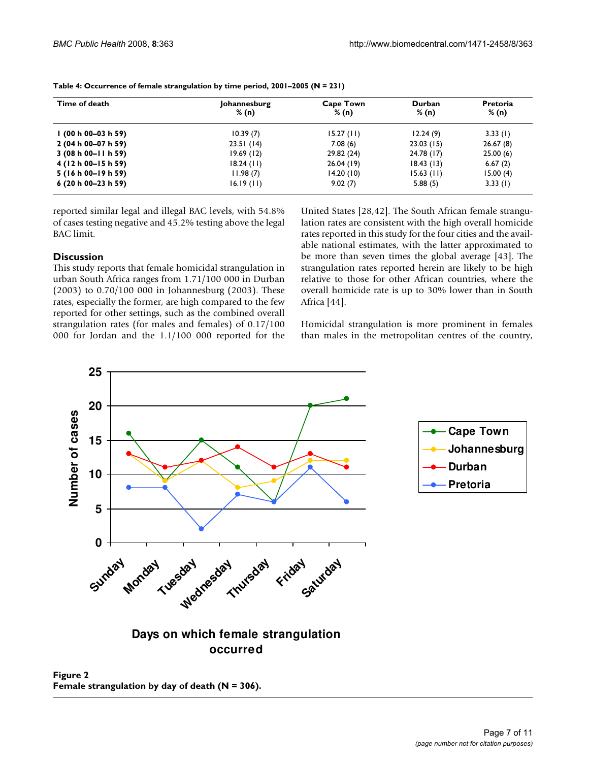**Table 4: Occurrence of female strangulation by time period, 2001–2005 (N = 231)**

| Time of death | Johannesburg % (n) | Cape Town % (n) | Durban % (n) | Pretoria % (n) |
|---|---|---|---|---|
| 1 (00 h 00–03 h 59) | 10.39 (7) | 15.27 (11) | 12.24 (9) | 3.33 (1) |
| 2 (04 h 00–07 h 59) | 23.51 (14) | 7.08 (6) | 23.03 (15) | 26.67 (8) |
| 3 (08 h 00–11 h 59) | 19.69 (12) | 29.82 (24) | 24.78 (17) | 25.00 (6) |
| 4 (12 h 00–15 h 59) | 18.24 (11) | 26.04 (19) | 18.43 (13) | 6.67 (2) |
| 5 (16 h 00–19 h 59) | 11.98 (7) | 14.20 (10) | 15.63 (11) | 15.00 (4) |
| 6 (20 h 00–23 h 59) | 16.19 (11) | 9.02 (7) | 5.88 (5) | 3.33 (1) |

reported similar legal and illegal BAC levels, with 54.8% of cases testing negative and 45.2% testing above the legal BAC limit.

## Discussion

This study reports that female homicidal strangulation in urban South Africa ranges from 1.71/100 000 in Durban (2003) to 0.70/100 000 in Johannesburg (2003). These rates, especially the former, are high compared to the few reported for other settings, such as the combined overall strangulation rates (for males and females) of 0.17/100 000 for Jordan and the 1.1/100 000 reported for the United States [28,42]. The South African female strangulation rates are consistent with the high overall homicide rates reported in this study for the four cities and the available national estimates, with the latter approximated to be more than seven times the global average [43]. The strangulation rates reported herein are likely to be high relative to those for other African countries, where the overall homicide rate is up to 30% lower than in South Africa [44].

Homicidal strangulation is more prominent in females than males in the metropolitan centres of the country,

**Figure 2**
**Female strangulation by day of death (N = 306).**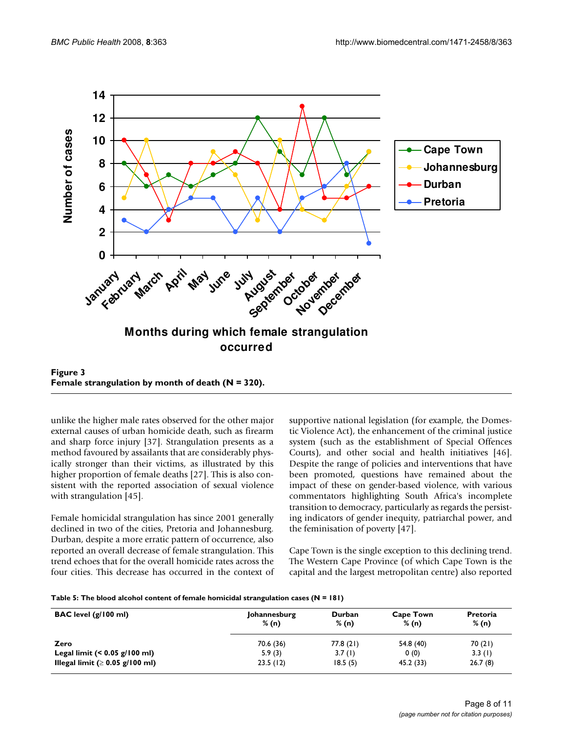**Figure 3**
**Female strangulation by month of death (N = 320).**

unlike the higher male rates observed for the other major external causes of urban homicide death, such as firearm and sharp force injury [37]. Strangulation presents as a method favoured by assailants that are considerably physically stronger than their victims, as illustrated by this higher proportion of female deaths [27]. This is also consistent with the reported association of sexual violence with strangulation [45].

Female homicidal strangulation has since 2001 generally declined in two of the cities, Pretoria and Johannesburg. Durban, despite a more erratic pattern of occurrence, also reported an overall decrease of female strangulation. This trend echoes that for the overall homicide rates across the four cities. This decrease has occurred in the context of supportive national legislation (for example, the Domestic Violence Act), the enhancement of the criminal justice system (such as the establishment of Special Offences Courts), and other social and health initiatives [46]. Despite the range of policies and interventions that have been promoted, questions have remained about the impact of these on gender-based violence, with various commentators highlighting South Africa's incomplete transition to democracy, particularly as regards the persisting indicators of gender inequity, patriarchal power, and the feminisation of poverty [47].

Cape Town is the single exception to this declining trend. The Western Cape Province (of which Cape Town is the capital and the largest metropolitan centre) also reported

**Table 5: The blood alcohol content of female homicidal strangulation cases (N = 181)**

| BAC level (g/100 ml) | Johannesburg % (n) | Durban % (n) | Cape Town % (n) | Pretoria % (n) |
|---|---|---|---|---|
| **Zero** | 70.6 (36) | 77.8 (21) | 54.8 (40) | 70 (21) |
| **Legal limit (< 0.05 g/100 ml)** | 5.9 (3) | 3.7 (1) | 0 (0) | 3.3 (1) |
| **Illegal limit (≥ 0.05 g/100 ml)** | 23.5 (12) | 18.5 (5) | 45.2 (33) | 26.7 (8) |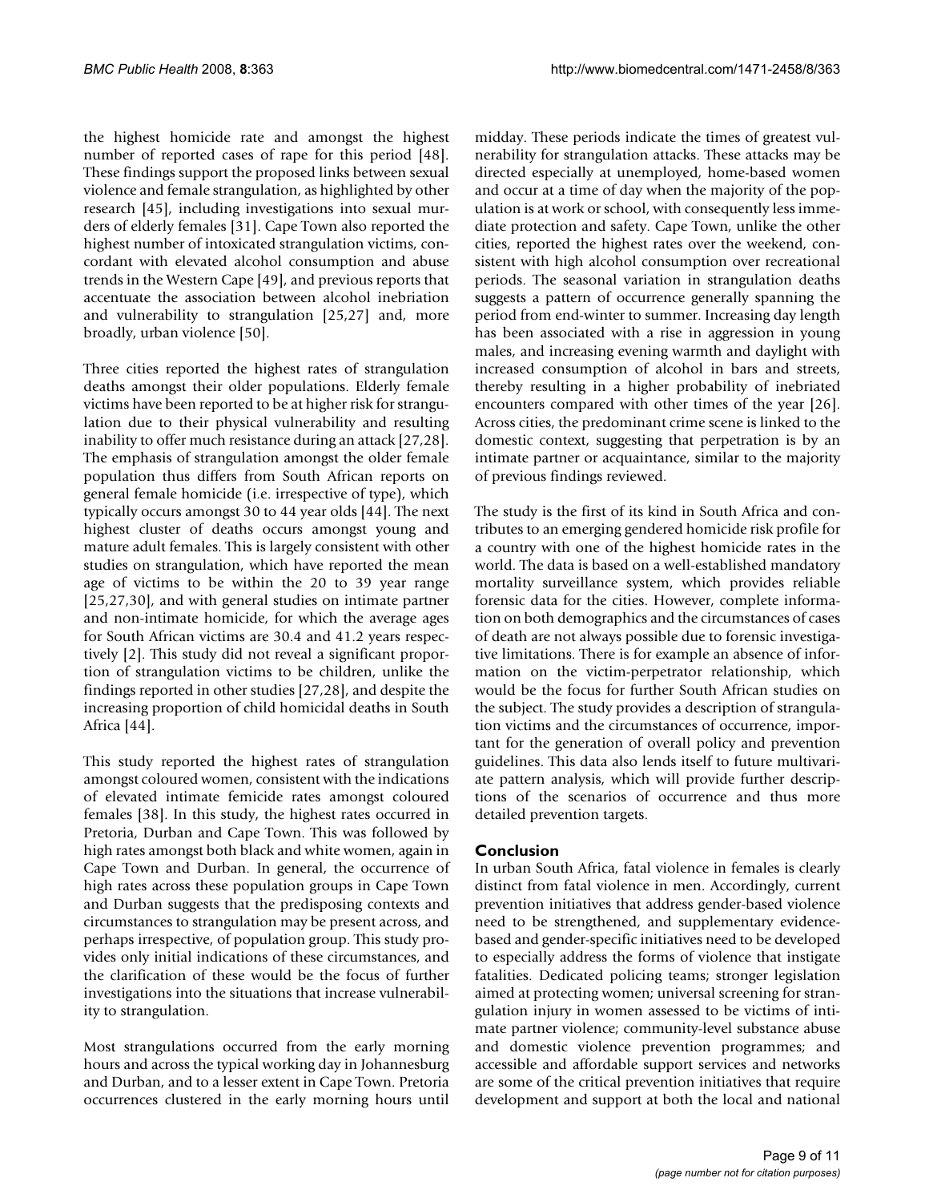the highest homicide rate and amongst the highest number of reported cases of rape for this period [48]. These findings support the proposed links between sexual violence and female strangulation, as highlighted by other research [45], including investigations into sexual murders of elderly females [31]. Cape Town also reported the highest number of intoxicated strangulation victims, concordant with elevated alcohol consumption and abuse trends in the Western Cape [49], and previous reports that accentuate the association between alcohol inebriation and vulnerability to strangulation [25,27] and, more broadly, urban violence [50].

Three cities reported the highest rates of strangulation deaths amongst their older populations. Elderly female victims have been reported to be at higher risk for strangulation due to their physical vulnerability and resulting inability to offer much resistance during an attack [27,28]. The emphasis of strangulation amongst the older female population thus differs from South African reports on general female homicide (i.e. irrespective of type), which typically occurs amongst 30 to 44 year olds [44]. The next highest cluster of deaths occurs amongst young and mature adult females. This is largely consistent with other studies on strangulation, which have reported the mean age of victims to be within the 20 to 39 year range [25,27,30], and with general studies on intimate partner and non-intimate homicide, for which the average ages for South African victims are 30.4 and 41.2 years respectively [2]. This study did not reveal a significant proportion of strangulation victims to be children, unlike the findings reported in other studies [27,28], and despite the increasing proportion of child homicidal deaths in South Africa [44].

This study reported the highest rates of strangulation amongst coloured women, consistent with the indications of elevated intimate femicide rates amongst coloured females [38]. In this study, the highest rates occurred in Pretoria, Durban and Cape Town. This was followed by high rates amongst both black and white women, again in Cape Town and Durban. In general, the occurrence of high rates across these population groups in Cape Town and Durban suggests that the predisposing contexts and circumstances to strangulation may be present across, and perhaps irrespective, of population group. This study provides only initial indications of these circumstances, and the clarification of these would be the focus of further investigations into the situations that increase vulnerability to strangulation.

Most strangulations occurred from the early morning hours and across the typical working day in Johannesburg and Durban, and to a lesser extent in Cape Town. Pretoria occurrences clustered in the early morning hours until midday. These periods indicate the times of greatest vulnerability for strangulation attacks. These attacks may be directed especially at unemployed, home-based women and occur at a time of day when the majority of the population is at work or school, with consequently less immediate protection and safety. Cape Town, unlike the other cities, reported the highest rates over the weekend, consistent with high alcohol consumption over recreational periods. The seasonal variation in strangulation deaths suggests a pattern of occurrence generally spanning the period from end-winter to summer. Increasing day length has been associated with a rise in aggression in young males, and increasing evening warmth and daylight with increased consumption of alcohol in bars and streets, thereby resulting in a higher probability of inebriated encounters compared with other times of the year [26]. Across cities, the predominant crime scene is linked to the domestic context, suggesting that perpetration is by an intimate partner or acquaintance, similar to the majority of previous findings reviewed.

The study is the first of its kind in South Africa and contributes to an emerging gendered homicide risk profile for a country with one of the highest homicide rates in the world. The data is based on a well-established mandatory mortality surveillance system, which provides reliable forensic data for the cities. However, complete information on both demographics and the circumstances of cases of death are not always possible due to forensic investigative limitations. There is for example an absence of information on the victim-perpetrator relationship, which would be the focus for further South African studies on the subject. The study provides a description of strangulation victims and the circumstances of occurrence, important for the generation of overall policy and prevention guidelines. This data also lends itself to future multivariate pattern analysis, which will provide further descriptions of the scenarios of occurrence and thus more detailed prevention targets.

## Conclusion

In urban South Africa, fatal violence in females is clearly distinct from fatal violence in men. Accordingly, current prevention initiatives that address gender-based violence need to be strengthened, and supplementary evidence-based and gender-specific initiatives need to be developed to especially address the forms of violence that instigate fatalities. Dedicated policing teams; stronger legislation aimed at protecting women; universal screening for strangulation injury in women assessed to be victims of intimate partner violence; community-level substance abuse and domestic violence prevention programmes; and accessible and affordable support services and networks are some of the critical prevention initiatives that require development and support at both the local and national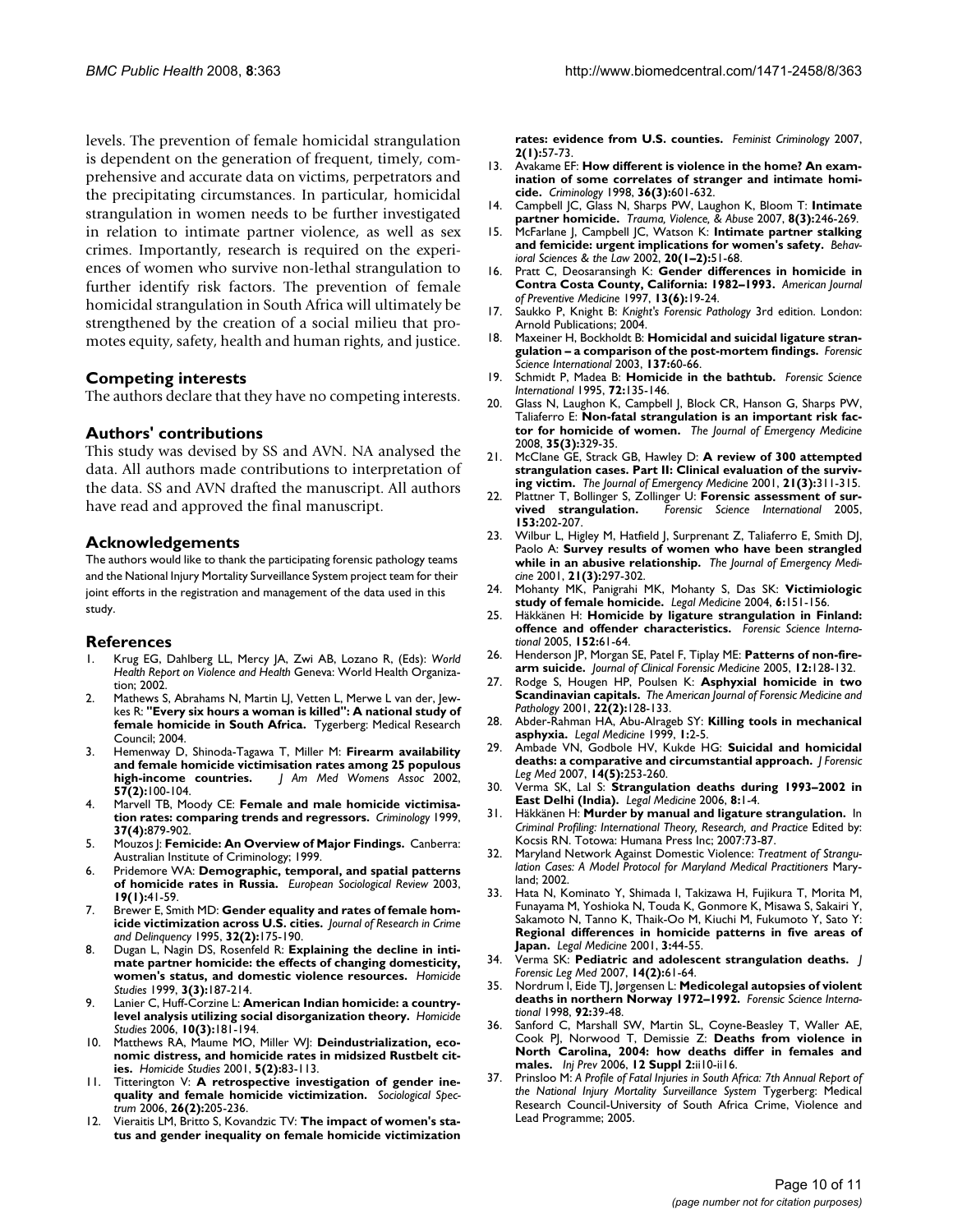levels. The prevention of female homicidal strangulation is dependent on the generation of frequent, timely, comprehensive and accurate data on victims, perpetrators and the precipitating circumstances. In particular, homicidal strangulation in women needs to be further investigated in relation to intimate partner violence, as well as sex crimes. Importantly, research is required on the experiences of women who survive non-lethal strangulation to further identify risk factors. The prevention of female homicidal strangulation in South Africa will ultimately be strengthened by the creation of a social milieu that promotes equity, safety, health and human rights, and justice.

## Competing interests

The authors declare that they have no competing interests.

## Authors' contributions

This study was devised by SS and AVN. NA analysed the data. All authors made contributions to interpretation of the data. SS and AVN drafted the manuscript. All authors have read and approved the final manuscript.

## Acknowledgements

The authors would like to thank the participating forensic pathology teams and the National Injury Mortality Surveillance System project team for their joint efforts in the registration and management of the data used in this study.

## References

1. Krug EG, Dahlberg LL, Mercy JA, Zwi AB, Lozano R, (Eds): *World Health Report on Violence and Health* Geneva: World Health Organization; 2002.
2. Mathews S, Abrahams N, Martin LJ, Vetten L, Merwe L van der, Jewkes R: **"Every six hours a woman is killed": A national study of female homicide in South Africa.** Tygerberg: Medical Research Council; 2004.
3. Hemenway D, Shinoda-Tagawa T, Miller M: **Firearm availability and female homicide victimisation rates among 25 populous high-income countries.** *J Am Med Womens Assoc* 2002, **57(2):**100-104.
4. Marvell TB, Moody CE: **Female and male homicide victimisation rates: comparing trends and regressors.** *Criminology* 1999, **37(4):**879-902.
5. Mouzos J: **Femicide: An Overview of Major Findings.** Canberra: Australian Institute of Criminology; 1999.
6. Pridemore WA: **Demographic, temporal, and spatial patterns of homicide rates in Russia.** *European Sociological Review* 2003, **19(1):**41-59.
7. Brewer E, Smith MD: **Gender equality and rates of female homicide victimization across U.S. cities.** *Journal of Research in Crime and Delinquency* 1995, **32(2):**175-190.
8. Dugan L, Nagin DS, Rosenfeld R: **Explaining the decline in intimate partner homicide: the effects of changing domesticity, women's status, and domestic violence resources.** *Homicide Studies* 1999, **3(3):**187-214.
9. Lanier C, Huff-Corzine L: **American Indian homicide: a country-level analysis utilizing social disorganization theory.** *Homicide Studies* 2006, **10(3):**181-194.
10. Matthews RA, Maume MO, Miller WJ: **Deindustrialization, economic distress, and homicide rates in midsized Rustbelt cities.** *Homicide Studies* 2001, **5(2):**83-113.
11. Titterington V: **A retrospective investigation of gender inequality and female homicide victimization.** *Sociological Spectrum* 2006, **26(2):**205-236.
12. Vieraitis LM, Britto S, Kovandzic TV: **The impact of women's status and gender inequality on female homicide victimization rates: evidence from U.S. counties.** *Feminist Criminology* 2007, **2(1):**57-73.
13. Avakame EF: **How different is violence in the home? An examination of some correlates of stranger and intimate homicide.** *Criminology* 1998, **36(3):**601-632.
14. Campbell JC, Glass N, Sharps PW, Laughon K, Bloom T: **Intimate partner homicide.** *Trauma, Violence, & Abuse* 2007, **8(3):**246-269.
15. McFarlane J, Campbell JC, Watson K: **Intimate partner stalking and femicide: urgent implications for women's safety.** *Behavioral Sciences & the Law* 2002, **20(1–2):**51-68.
16. Pratt C, Deosaransingh K: **Gender differences in homicide in Contra Costa County, California: 1982–1993.** *American Journal of Preventive Medicine* 1997, **13(6):**19-24.
17. Saukko P, Knight B: *Knight's Forensic Pathology* 3rd edition. London: Arnold Publications; 2004.
18. Maxeiner H, Bockholdt B: **Homicidal and suicidal ligature strangulation – a comparison of the post-mortem findings.** *Forensic Science International* 2003, **137:**60-66.
19. Schmidt P, Madea B: **Homicide in the bathtub.** *Forensic Science International* 1995, **72:**135-146.
20. Glass N, Laughon K, Campbell J, Block CR, Hanson G, Sharps PW, Taliaferro E: **Non-fatal strangulation is an important risk factor for homicide of women.** *The Journal of Emergency Medicine* 2008, **35(3):**329-35.
21. McClane GE, Strack GB, Hawley D: **A review of 300 attempted strangulation cases. Part II: Clinical evaluation of the surviving victim.** *The Journal of Emergency Medicine* 2001, **21(3):**311-315.
22. Plattner T, Bollinger S, Zollinger U: **Forensic assessment of survived strangulation.** *Forensic Science International* 2005, **153:**202-207.
23. Wilbur L, Higley M, Hatfield J, Surprenant Z, Taliaferro E, Smith DJ, Paolo A: **Survey results of women who have been strangled while in an abusive relationship.** *The Journal of Emergency Medicine* 2001, **21(3):**297-302.
24. Mohanty MK, Panigrahi MK, Mohanty S, Das SK: **Victimiologic study of female homicide.** *Legal Medicine* 2004, **6:**151-156.
25. Häkkänen H: **Homicide by ligature strangulation in Finland: offence and offender characteristics.** *Forensic Science International* 2005, **152:**61-64.
26. Henderson JP, Morgan SE, Patel F, Tiplay ME: **Patterns of non-firearm suicide.** *Journal of Clinical Forensic Medicine* 2005, **12:**128-132.
27. Rodge S, Hougen HP, Poulsen K: **Asphyxial homicide in two Scandinavian capitals.** *The American Journal of Forensic Medicine and Pathology* 2001, **22(2):**128-133.
28. Abder-Rahman HA, Abu-Alrageb SY: **Killing tools in mechanical asphyxia.** *Legal Medicine* 1999, **1:**2-5.
29. Ambade VN, Godbole HV, Kukde HG: **Suicidal and homicidal deaths: a comparative and circumstantial approach.** *J Forensic Leg Med* 2007, **14(5):**253-260.
30. Verma SK, Lal S: **Strangulation deaths during 1993–2002 in East Delhi (India).** *Legal Medicine* 2006, **8:**1-4.
31. Häkkänen H: **Murder by manual and ligature strangulation.** In *Criminal Profiling: International Theory, Research, and Practice* Edited by: Kocsis RN. Totowa: Humana Press Inc; 2007:73-87.
32. Maryland Network Against Domestic Violence: *Treatment of Strangulation Cases: A Model Protocol for Maryland Medical Practitioners* Maryland; 2002.
33. Hata N, Kominato Y, Shimada I, Takizawa H, Fujikura T, Morita M, Funayama M, Yoshioka N, Touda K, Gonmore K, Misawa S, Sakairi Y, Sakamoto N, Tanno K, Thaik-Oo M, Kiuchi M, Fukumoto Y, Sato Y: **Regional differences in homicide patterns in five areas of Japan.** *Legal Medicine* 2001, **3:**44-55.
34. Verma SK: **Pediatric and adolescent strangulation deaths.** *J Forensic Leg Med* 2007, **14(2):**61-64.
35. Nordrum I, Eide TJ, Jørgensen L: **Medicolegal autopsies of violent deaths in northern Norway 1972–1992.** *Forensic Science International* 1998, **92:**39-48.
36. Sanford C, Marshall SW, Martin SL, Coyne-Beasley T, Waller AE, Cook PJ, Norwood T, Demissie Z: **Deaths from violence in North Carolina, 2004: how deaths differ in females and males.** *Inj Prev* 2006, **12 Suppl 2:**ii10-ii16.
37. Prinsloo M: *A Profile of Fatal Injuries in South Africa: 7th Annual Report of the National Injury Mortality Surveillance System* Tygerberg: Medical Research Council-University of South Africa Crime, Violence and Lead Programme; 2005.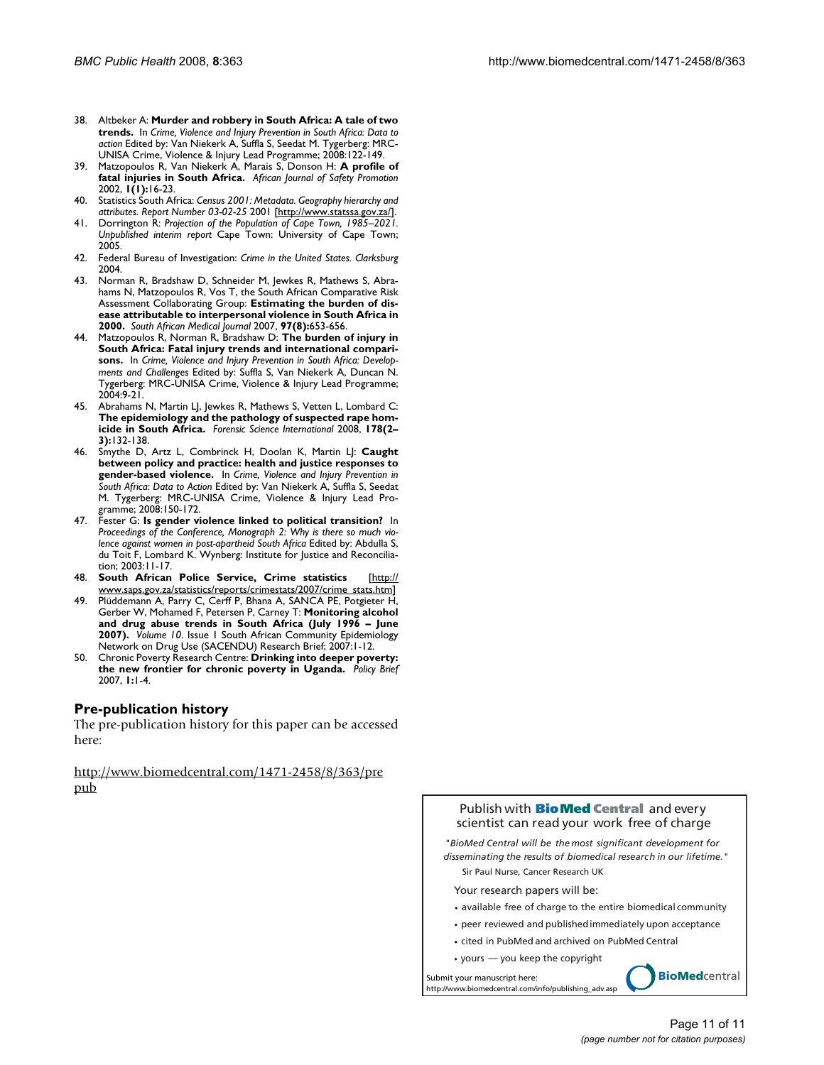38. Altbeker A: **Murder and robbery in South Africa: A tale of two trends.** In *Crime, Violence and Injury Prevention in South Africa: Data to action* Edited by: Van Niekerk A, Suffla S, Seedat M. Tygerberg: MRC-UNISA Crime, Violence & Injury Lead Programme; 2008:122-149.
39. Matzopoulos R, Van Niekerk A, Marais S, Donson H: **A profile of fatal injuries in South Africa.** *African Journal of Safety Promotion* 2002, **1(1):**16-23.
40. Statistics South Africa: *Census 2001: Metadata. Geography hierarchy and attributes. Report Number 03-02-25* 2001 [http://www.statssa.gov.za/].
41. Dorrington R: *Projection of the Population of Cape Town, 1985–2021. Unpublished interim report* Cape Town: University of Cape Town; 2005.
42. Federal Bureau of Investigation: *Crime in the United States. Clarksburg* 2004.
43. Norman R, Bradshaw D, Schneider M, Jewkes R, Mathews S, Abrahams N, Matzopoulos R, Vos T, the South African Comparative Risk Assessment Collaborating Group: **Estimating the burden of disease attributable to interpersonal violence in South Africa in 2000.** *South African Medical Journal* 2007, **97(8):**653-656.
44. Matzopoulos R, Norman R, Bradshaw D: **The burden of injury in South Africa: Fatal injury trends and international comparisons.** In *Crime, Violence and Injury Prevention in South Africa: Developments and Challenges* Edited by: Suffla S, Van Niekerk A, Duncan N. Tygerberg: MRC-UNISA Crime, Violence & Injury Lead Programme; 2004:9-21.
45. Abrahams N, Martin LJ, Jewkes R, Mathews S, Vetten L, Lombard C: **The epidemiology and the pathology of suspected rape homicide in South Africa.** *Forensic Science International* 2008, **178(2–3):**132-138.
46. Smythe D, Artz L, Combrinck H, Doolan K, Martin LJ: **Caught between policy and practice: health and justice responses to gender-based violence.** In *Crime, Violence and Injury Prevention in South Africa: Data to Action* Edited by: Van Niekerk A, Suffla S, Seedat M. Tygerberg: MRC-UNISA Crime, Violence & Injury Lead Programme; 2008:150-172.
47. Fester G: **Is gender violence linked to political transition?** In *Proceedings of the Conference, Monograph 2: Why is there so much violence against women in post-apartheid South Africa* Edited by: Abdulla S, du Toit F, Lombard K. Wynberg: Institute for Justice and Reconciliation; 2003:11-17.
48. **South African Police Service, Crime statistics** [http://www.saps.gov.za/statistics/reports/crimestats/2007/crime_stats.htm]
49. Plüddemann A, Parry C, Cerff P, Bhana A, SANCA PE, Potgieter H, Gerber W, Mohamed F, Petersen P, Carney T: **Monitoring alcohol and drug abuse trends in South Africa (July 1996 – June 2007).** *Volume 10*. Issue 1 South African Community Epidemiology Network on Drug Use (SACENDU) Research Brief; 2007:1-12.
50. Chronic Poverty Research Centre: **Drinking into deeper poverty: the new frontier for chronic poverty in Uganda.** *Policy Brief* 2007, **1:**1-4.

## Pre-publication history

The pre-publication history for this paper can be accessed here:

http://www.biomedcentral.com/1471-2458/8/363/prepub

Publish with **BioMed Central** and every scientist can read your work free of charge

*"BioMed Central will be the most significant development for disseminating the results of biomedical research in our lifetime."*

Sir Paul Nurse, Cancer Research UK

Your research papers will be:

- available free of charge to the entire biomedical community
- peer reviewed and published immediately upon acceptance
- cited in PubMed and archived on PubMed Central
- yours — you keep the copyright

Submit your manuscript here:
http://www.biomedcentral.com/info/publishing_adv.asp

**BioMed**central